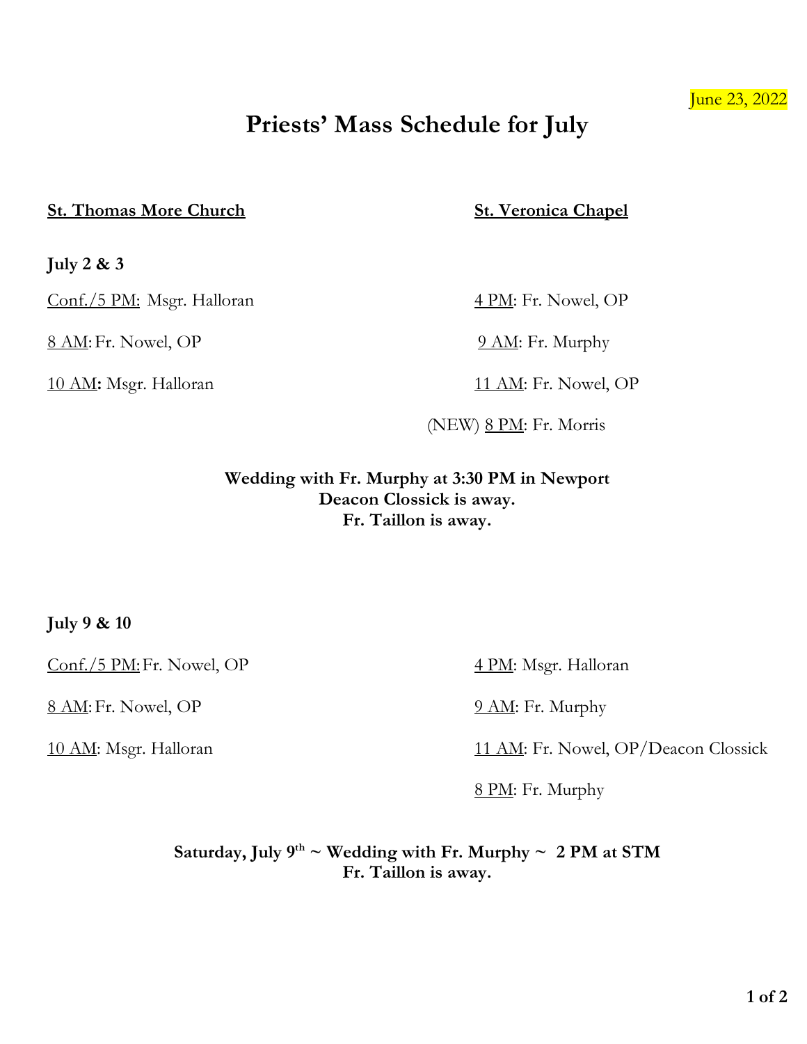June 23, 2022

# Priests' Mass Schedule for July

| St. Thomas More Church | St. Veronica Chapel |
| --- | --- |
| **July 2 & 3** | |
| Conf./5 PM: Msgr. Halloran | 4 PM: Fr. Nowel, OP |
| 8 AM: Fr. Nowel, OP | 9 AM: Fr. Murphy |
| 10 AM: Msgr. Halloran | 11 AM: Fr. Nowel, OP |
| | (NEW) 8 PM: Fr. Morris |

**Wedding with Fr. Murphy at 3:30 PM in Newport**
**Deacon Clossick is away.**
**Fr. Taillon is away.**

| St. Thomas More Church | St. Veronica Chapel |
| --- | --- |
| **July 9 & 10** | |
| Conf./5 PM: Fr. Nowel, OP | 4 PM: Msgr. Halloran |
| 8 AM: Fr. Nowel, OP | 9 AM: Fr. Murphy |
| 10 AM: Msgr. Halloran | 11 AM: Fr. Nowel, OP/Deacon Clossick |
| | 8 PM: Fr. Murphy |

**Saturday, July 9th ~ Wedding with Fr. Murphy ~ 2 PM at STM**
**Fr. Taillon is away.**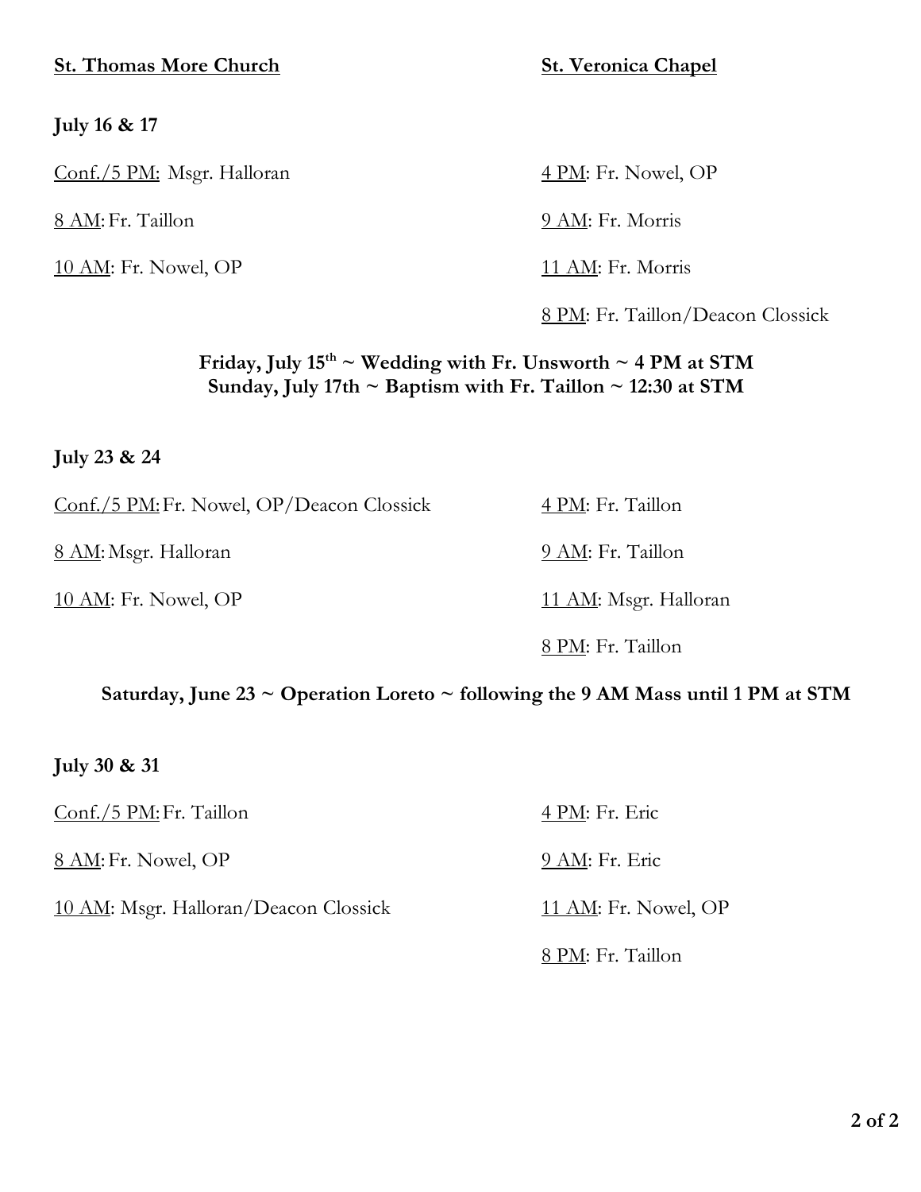| St. Thomas More Church | St. Veronica Chapel |
|---|---|
| **July 16 & 17** | |
| Conf./5 PM: Msgr. Halloran | 4 PM: Fr. Nowel, OP |
| 8 AM: Fr. Taillon | 9 AM: Fr. Morris |
| 10 AM: Fr. Nowel, OP | 11 AM: Fr. Morris |
| | 8 PM: Fr. Taillon/Deacon Clossick |

**Friday, July 15th ~ Wedding with Fr. Unsworth ~ 4 PM at STM**
**Sunday, July 17th ~ Baptism with Fr. Taillon ~ 12:30 at STM**

| St. Thomas More Church | St. Veronica Chapel |
|---|---|
| **July 23 & 24** | |
| Conf./5 PM: Fr. Nowel, OP/Deacon Clossick | 4 PM: Fr. Taillon |
| 8 AM: Msgr. Halloran | 9 AM: Fr. Taillon |
| 10 AM: Fr. Nowel, OP | 11 AM: Msgr. Halloran |
| | 8 PM: Fr. Taillon |

**Saturday, June 23 ~ Operation Loreto ~ following the 9 AM Mass until 1 PM at STM**

| St. Thomas More Church | St. Veronica Chapel |
|---|---|
| **July 30 & 31** | |
| Conf./5 PM: Fr. Taillon | 4 PM: Fr. Eric |
| 8 AM: Fr. Nowel, OP | 9 AM: Fr. Eric |
| 10 AM: Msgr. Halloran/Deacon Clossick | 11 AM: Fr. Nowel, OP |
| | 8 PM: Fr. Taillon |